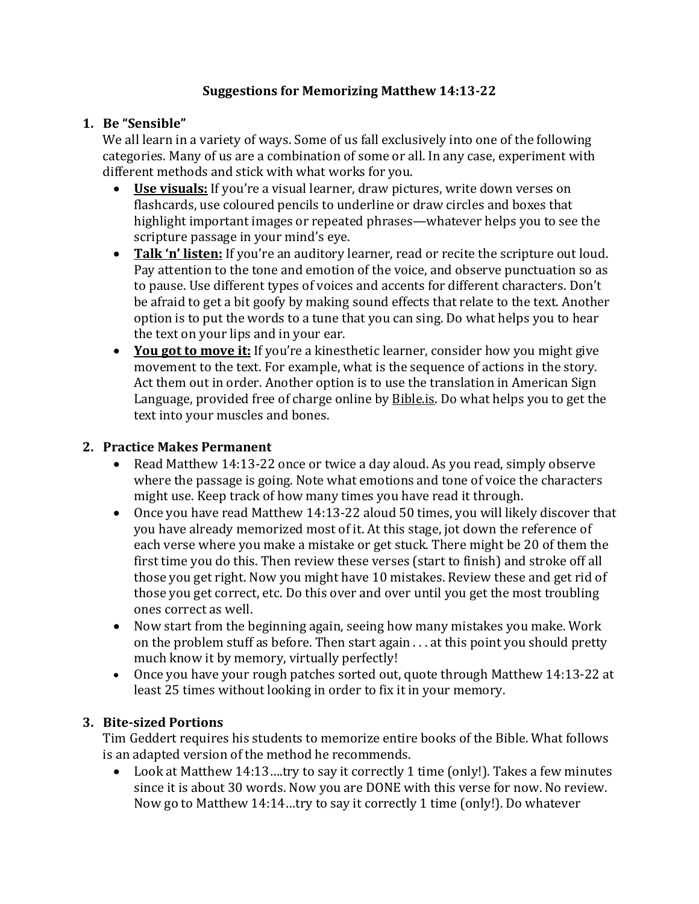# Suggestions for Memorizing Matthew 14:13-22

## 1. Be "Sensible"

We all learn in a variety of ways. Some of us fall exclusively into one of the following categories. Many of us are a combination of some or all. In any case, experiment with different methods and stick with what works for you.

- **<u>Use visuals:</u>** If you're a visual learner, draw pictures, write down verses on flashcards, use coloured pencils to underline or draw circles and boxes that highlight important images or repeated phrases—whatever helps you to see the scripture passage in your mind's eye.
- **<u>Talk 'n' listen:</u>** If you're an auditory learner, read or recite the scripture out loud. Pay attention to the tone and emotion of the voice, and observe punctuation so as to pause. Use different types of voices and accents for different characters. Don't be afraid to get a bit goofy by making sound effects that relate to the text. Another option is to put the words to a tune that you can sing. Do what helps you to hear the text on your lips and in your ear.
- **<u>You got to move it:</u>** If you're a kinesthetic learner, consider how you might give movement to the text. For example, what is the sequence of actions in the story. Act them out in order. Another option is to use the translation in American Sign Language, provided free of charge online by <u>Bible.is</u>. Do what helps you to get the text into your muscles and bones.

## 2. Practice Makes Permanent

- Read Matthew 14:13-22 once or twice a day aloud. As you read, simply observe where the passage is going. Note what emotions and tone of voice the characters might use. Keep track of how many times you have read it through.
- Once you have read Matthew 14:13-22 aloud 50 times, you will likely discover that you have already memorized most of it. At this stage, jot down the reference of each verse where you make a mistake or get stuck. There might be 20 of them the first time you do this. Then review these verses (start to finish) and stroke off all those you get right. Now you might have 10 mistakes. Review these and get rid of those you get correct, etc. Do this over and over until you get the most troubling ones correct as well.
- Now start from the beginning again, seeing how many mistakes you make. Work on the problem stuff as before. Then start again . . . at this point you should pretty much know it by memory, virtually perfectly!
- Once you have your rough patches sorted out, quote through Matthew 14:13-22 at least 25 times without looking in order to fix it in your memory.

## 3. Bite-sized Portions

Tim Geddert requires his students to memorize entire books of the Bible. What follows is an adapted version of the method he recommends.

- Look at Matthew 14:13….try to say it correctly 1 time (only!). Takes a few minutes since it is about 30 words. Now you are DONE with this verse for now. No review. Now go to Matthew 14:14…try to say it correctly 1 time (only!). Do whatever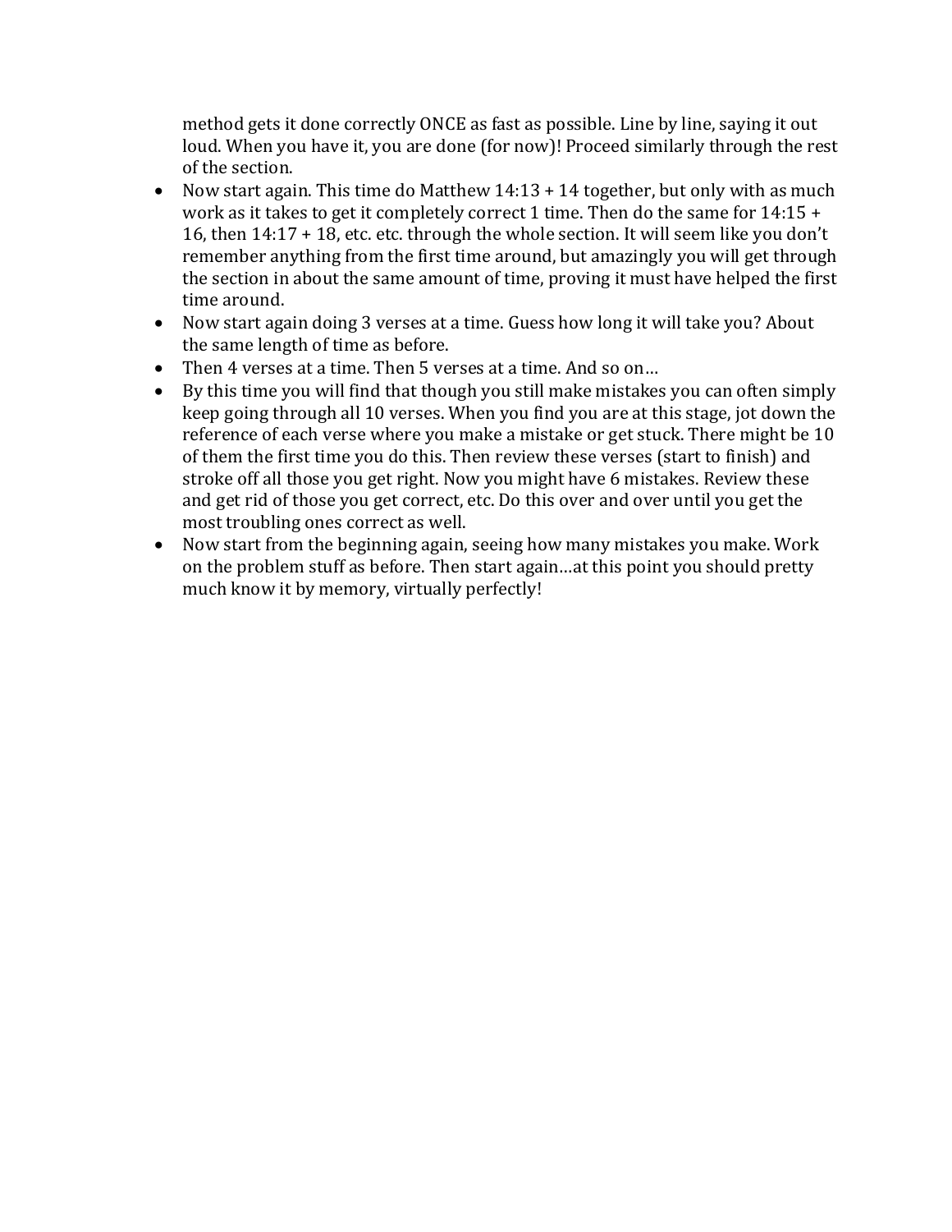method gets it done correctly ONCE as fast as possible. Line by line, saying it out loud. When you have it, you are done (for now)! Proceed similarly through the rest of the section.

- Now start again. This time do Matthew 14:13 + 14 together, but only with as much work as it takes to get it completely correct 1 time. Then do the same for 14:15 + 16, then 14:17 + 18, etc. etc. through the whole section. It will seem like you don't remember anything from the first time around, but amazingly you will get through the section in about the same amount of time, proving it must have helped the first time around.
- Now start again doing 3 verses at a time. Guess how long it will take you? About the same length of time as before.
- Then 4 verses at a time. Then 5 verses at a time. And so on…
- By this time you will find that though you still make mistakes you can often simply keep going through all 10 verses. When you find you are at this stage, jot down the reference of each verse where you make a mistake or get stuck. There might be 10 of them the first time you do this. Then review these verses (start to finish) and stroke off all those you get right. Now you might have 6 mistakes. Review these and get rid of those you get correct, etc. Do this over and over until you get the most troubling ones correct as well.
- Now start from the beginning again, seeing how many mistakes you make. Work on the problem stuff as before. Then start again…at this point you should pretty much know it by memory, virtually perfectly!